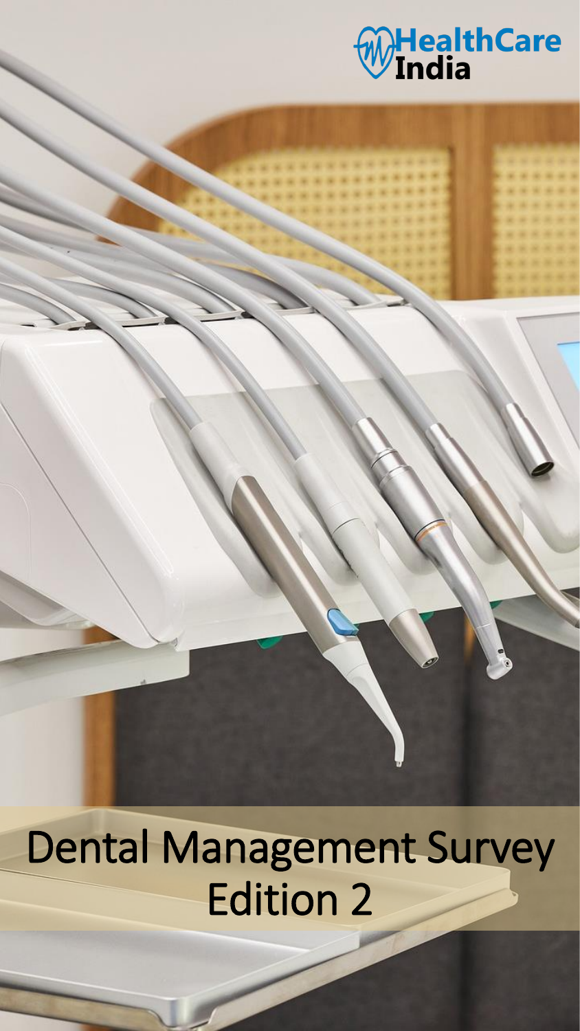HealthCare India

# Dental Management Survey Edition 2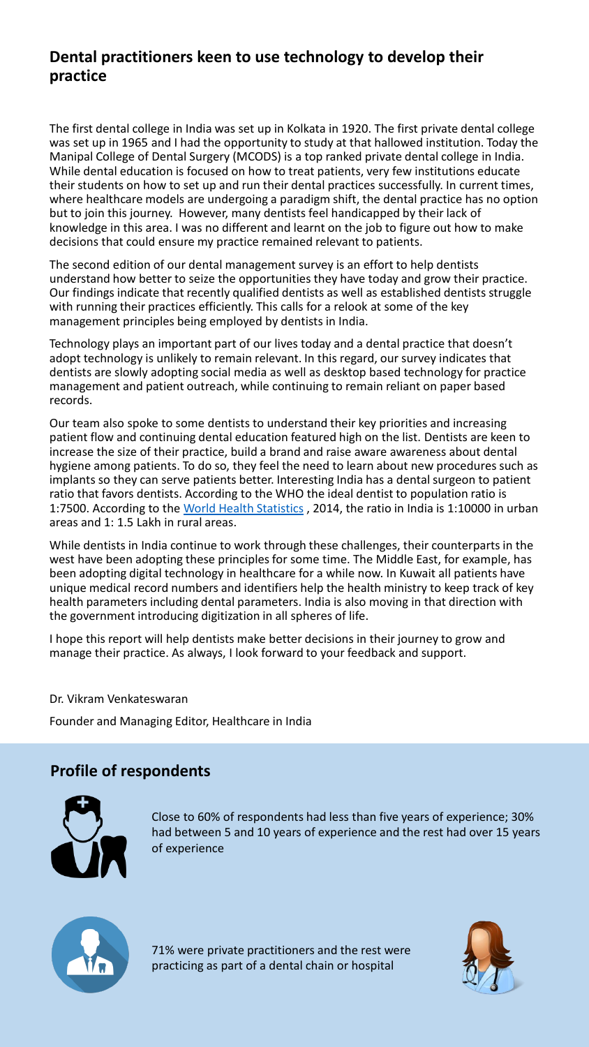## Dental practitioners keen to use technology to develop their practice

The first dental college in India was set up in Kolkata in 1920. The first private dental college was set up in 1965 and I had the opportunity to study at that hallowed institution. Today the Manipal College of Dental Surgery (MCODS) is a top ranked private dental college in India. While dental education is focused on how to treat patients, very few institutions educate their students on how to set up and run their dental practices successfully. In current times, where healthcare models are undergoing a paradigm shift, the dental practice has no option but to join this journey. However, many dentists feel handicapped by their lack of knowledge in this area. I was no different and learnt on the job to figure out how to make decisions that could ensure my practice remained relevant to patients.

The second edition of our dental management survey is an effort to help dentists understand how better to seize the opportunities they have today and grow their practice. Our findings indicate that recently qualified dentists as well as established dentists struggle with running their practices efficiently. This calls for a relook at some of the key management principles being employed by dentists in India.

Technology plays an important part of our lives today and a dental practice that doesn't adopt technology is unlikely to remain relevant. In this regard, our survey indicates that dentists are slowly adopting social media as well as desktop based technology for practice management and patient outreach, while continuing to remain reliant on paper based records.

Our team also spoke to some dentists to understand their key priorities and increasing patient flow and continuing dental education featured high on the list. Dentists are keen to increase the size of their practice, build a brand and raise aware awareness about dental hygiene among patients. To do so, they feel the need to learn about new procedures such as implants so they can serve patients better. Interesting India has a dental surgeon to patient ratio that favors dentists. According to the WHO the ideal dentist to population ratio is 1:7500. According to the World Health Statistics , 2014, the ratio in India is 1:10000 in urban areas and 1: 1.5 Lakh in rural areas.

While dentists in India continue to work through these challenges, their counterparts in the west have been adopting these principles for some time. The Middle East, for example, has been adopting digital technology in healthcare for a while now. In Kuwait all patients have unique medical record numbers and identifiers help the health ministry to keep track of key health parameters including dental parameters. India is also moving in that direction with the government introducing digitization in all spheres of life.

I hope this report will help dentists make better decisions in their journey to grow and manage their practice. As always, I look forward to your feedback and support.

Dr. Vikram Venkateswaran

Founder and Managing Editor, Healthcare in India

## Profile of respondents

Close to 60% of respondents had less than five years of experience; 30% had between 5 and 10 years of experience and the rest had over 15 years of experience

71% were private practitioners and the rest were practicing as part of a dental chain or hospital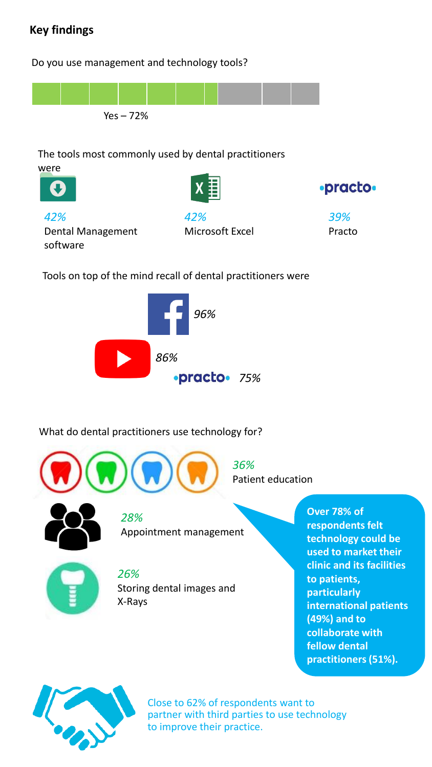## Key findings

Do you use management and technology tools?

Yes – 72%

The tools most commonly used by dental practitioners were

*42%*
Dental Management software

*42%*
Microsoft Excel

*39%*
Practo

Tools on top of the mind recall of dental practitioners were

Facebook *96%*

YouTube *86%*

practo *75%*

What do dental practitioners use technology for?

*36%*
Patient education

*28%*
Appointment management

*26%*
Storing dental images and X-Rays

**Over 78% of respondents felt technology could be used to market their clinic and its facilities to patients, particularly international patients (49%) and to collaborate with fellow dental practitioners (51%).**

Close to 62% of respondents want to partner with third parties to use technology to improve their practice.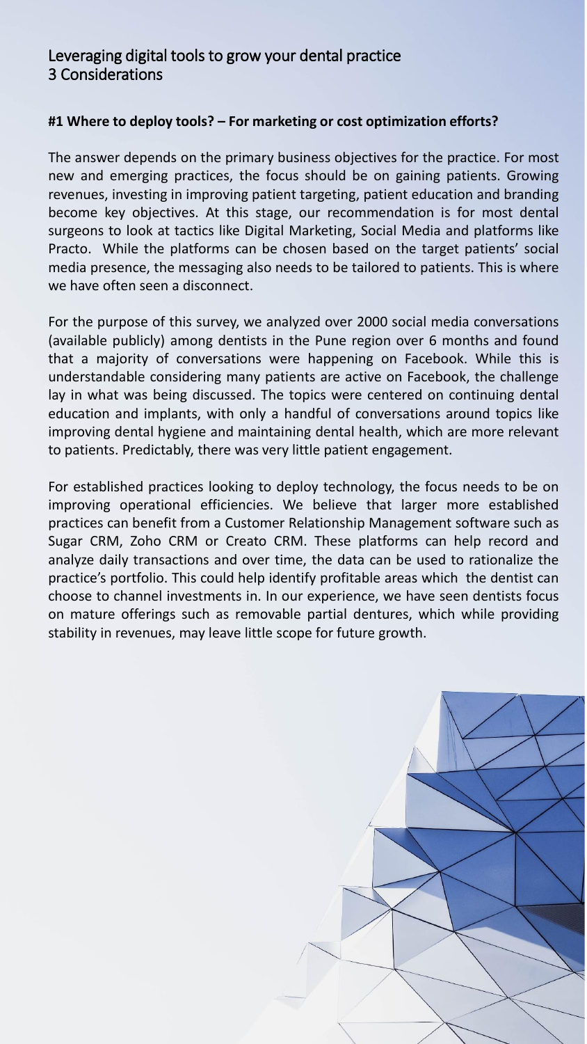## Leveraging digital tools to grow your dental practice
## 3 Considerations

**#1 Where to deploy tools? – For marketing or cost optimization efforts?**

The answer depends on the primary business objectives for the practice. For most new and emerging practices, the focus should be on gaining patients. Growing revenues, investing in improving patient targeting, patient education and branding become key objectives. At this stage, our recommendation is for most dental surgeons to look at tactics like Digital Marketing, Social Media and platforms like Practo. While the platforms can be chosen based on the target patients' social media presence, the messaging also needs to be tailored to patients. This is where we have often seen a disconnect.

For the purpose of this survey, we analyzed over 2000 social media conversations (available publicly) among dentists in the Pune region over 6 months and found that a majority of conversations were happening on Facebook. While this is understandable considering many patients are active on Facebook, the challenge lay in what was being discussed. The topics were centered on continuing dental education and implants, with only a handful of conversations around topics like improving dental hygiene and maintaining dental health, which are more relevant to patients. Predictably, there was very little patient engagement.

For established practices looking to deploy technology, the focus needs to be on improving operational efficiencies. We believe that larger more established practices can benefit from a Customer Relationship Management software such as Sugar CRM, Zoho CRM or Creato CRM. These platforms can help record and analyze daily transactions and over time, the data can be used to rationalize the practice's portfolio. This could help identify profitable areas which the dentist can choose to channel investments in. In our experience, we have seen dentists focus on mature offerings such as removable partial dentures, which while providing stability in revenues, may leave little scope for future growth.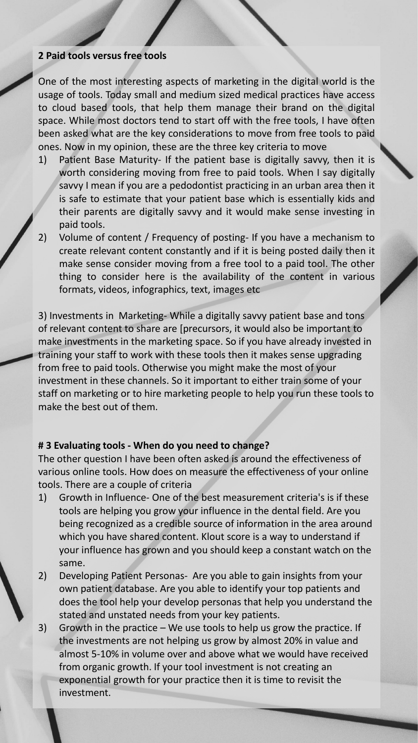**2 Paid tools versus free tools**

One of the most interesting aspects of marketing in the digital world is the usage of tools. Today small and medium sized medical practices have access to cloud based tools, that help them manage their brand on the digital space. While most doctors tend to start off with the free tools, I have often been asked what are the key considerations to move from free tools to paid ones. Now in my opinion, these are the three key criteria to move

1) Patient Base Maturity- If the patient base is digitally savvy, then it is worth considering moving from free to paid tools. When I say digitally savvy I mean if you are a pedodontist practicing in an urban area then it is safe to estimate that your patient base which is essentially kids and their parents are digitally savvy and it would make sense investing in paid tools.
2) Volume of content / Frequency of posting- If you have a mechanism to create relevant content constantly and if it is being posted daily then it make sense consider moving from a free tool to a paid tool. The other thing to consider here is the availability of the content in various formats, videos, infographics, text, images etc

3) Investments in Marketing- While a digitally savvy patient base and tons of relevant content to share are [precursors, it would also be important to make investments in the marketing space. So if you have already invested in training your staff to work with these tools then it makes sense upgrading from free to paid tools. Otherwise you might make the most of your investment in these channels. So it important to either train some of your staff on marketing or to hire marketing people to help you run these tools to make the best out of them.

**# 3 Evaluating tools - When do you need to change?**

The other question I have been often asked is around the effectiveness of various online tools. How does on measure the effectiveness of your online tools. There are a couple of criteria

1) Growth in Influence- One of the best measurement criteria's is if these tools are helping you grow your influence in the dental field. Are you being recognized as a credible source of information in the area around which you have shared content. Klout score is a way to understand if your influence has grown and you should keep a constant watch on the same.
2) Developing Patient Personas- Are you able to gain insights from your own patient database. Are you able to identify your top patients and does the tool help your develop personas that help you understand the stated and unstated needs from your key patients.
3) Growth in the practice – We use tools to help us grow the practice. If the investments are not helping us grow by almost 20% in value and almost 5-10% in volume over and above what we would have received from organic growth. If your tool investment is not creating an exponential growth for your practice then it is time to revisit the investment.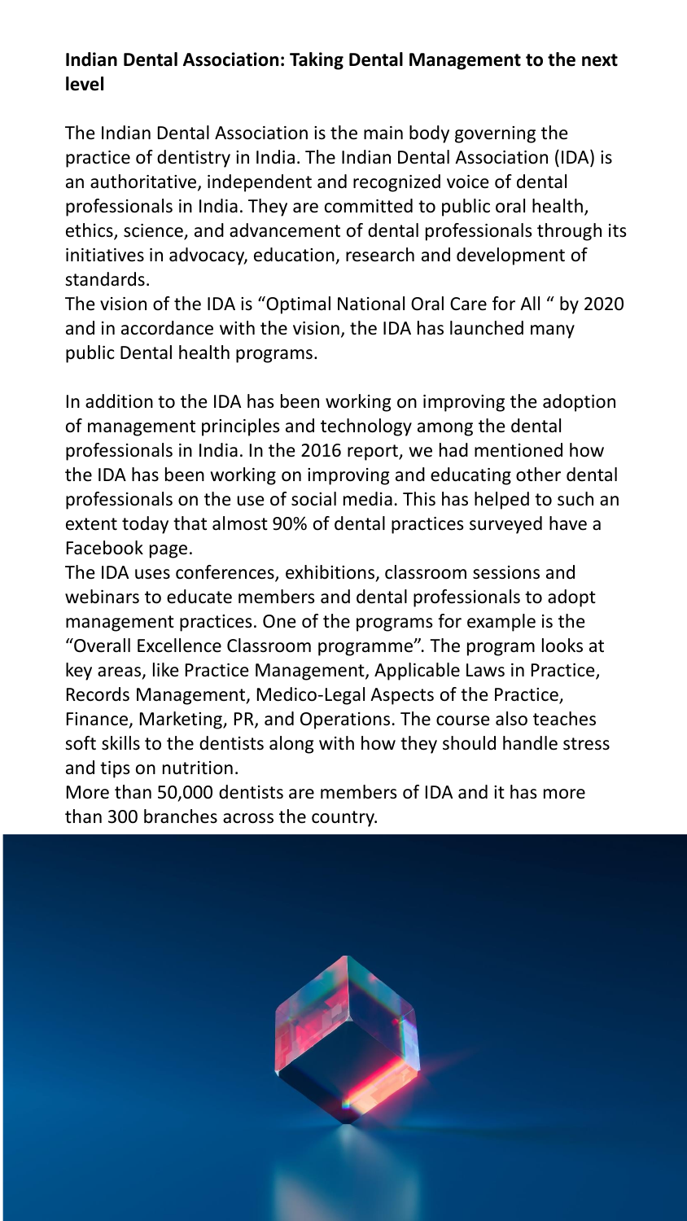**Indian Dental Association: Taking Dental Management to the next level**

The Indian Dental Association is the main body governing the practice of dentistry in India. The Indian Dental Association (IDA) is an authoritative, independent and recognized voice of dental professionals in India. They are committed to public oral health, ethics, science, and advancement of dental professionals through its initiatives in advocacy, education, research and development of standards.
The vision of the IDA is "Optimal National Oral Care for All " by 2020 and in accordance with the vision, the IDA has launched many public Dental health programs.

In addition to the IDA has been working on improving the adoption of management principles and technology among the dental professionals in India. In the 2016 report, we had mentioned how the IDA has been working on improving and educating other dental professionals on the use of social media. This has helped to such an extent today that almost 90% of dental practices surveyed have a Facebook page.
The IDA uses conferences, exhibitions, classroom sessions and webinars to educate members and dental professionals to adopt management practices. One of the programs for example is the "Overall Excellence Classroom programme". The program looks at key areas, like Practice Management, Applicable Laws in Practice, Records Management, Medico-Legal Aspects of the Practice, Finance, Marketing, PR, and Operations. The course also teaches soft skills to the dentists along with how they should handle stress and tips on nutrition.
More than 50,000 dentists are members of IDA and it has more than 300 branches across the country.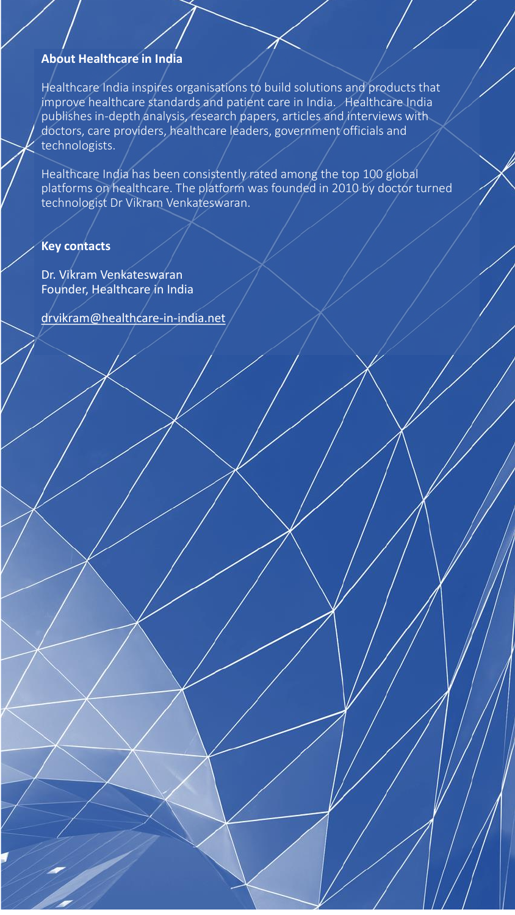## About Healthcare in India

Healthcare India inspires organisations to build solutions and products that improve healthcare standards and patient care in India. Healthcare India publishes in-depth analysis, research papers, articles and interviews with doctors, care providers, healthcare leaders, government officials and technologists.

Healthcare India has been consistently rated among the top 100 global platforms on healthcare. The platform was founded in 2010 by doctor turned technologist Dr Vikram Venkateswaran.

## Key contacts

Dr. Vikram Venkateswaran
Founder, Healthcare in India

drvikram@healthcare-in-india.net